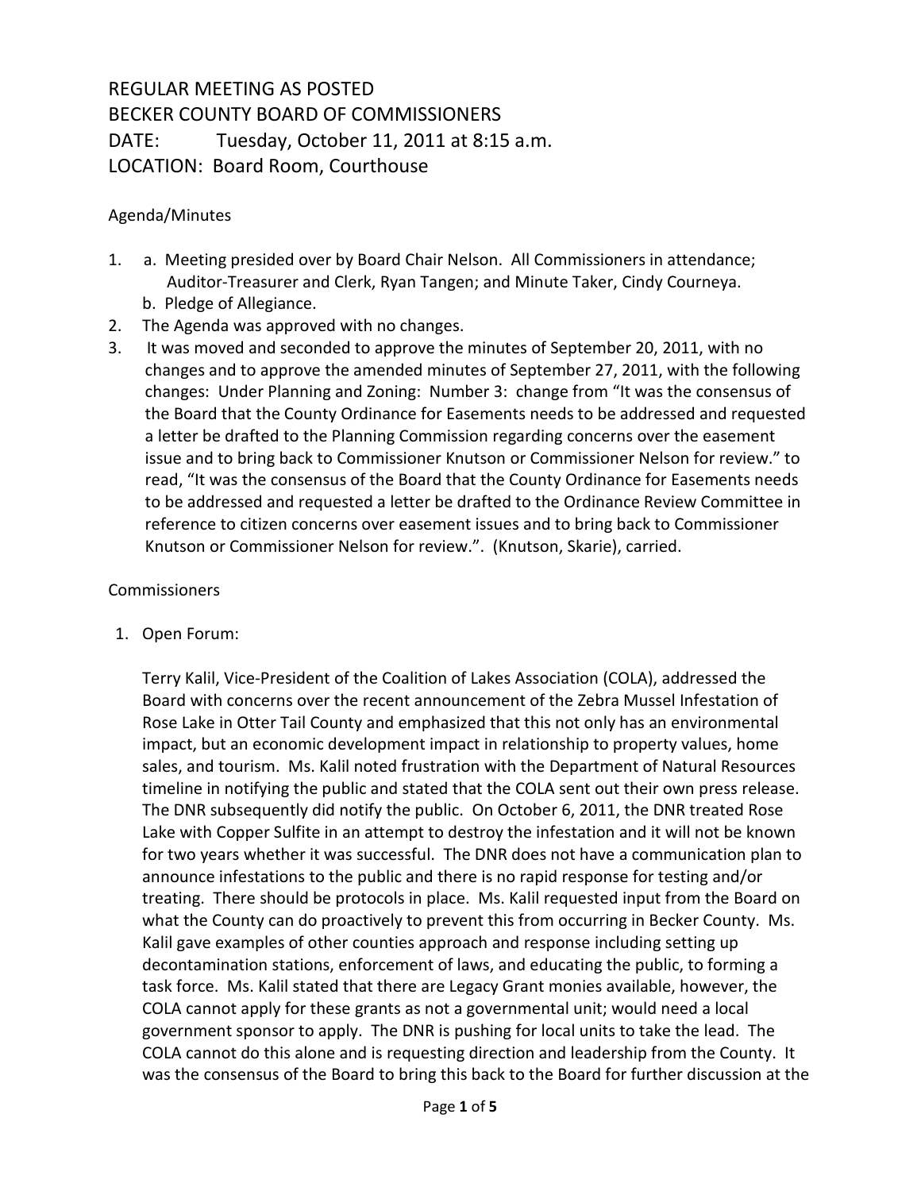# REGULAR MEETING AS POSTED
# BECKER COUNTY BOARD OF COMMISSIONERS

DATE: Tuesday, October 11, 2011 at 8:15 a.m.

LOCATION: Board Room, Courthouse

Agenda/Minutes

1. a. Meeting presided over by Board Chair Nelson. All Commissioners in attendance; Auditor-Treasurer and Clerk, Ryan Tangen; and Minute Taker, Cindy Courneya.
   b. Pledge of Allegiance.
2. The Agenda was approved with no changes.
3. It was moved and seconded to approve the minutes of September 20, 2011, with no changes and to approve the amended minutes of September 27, 2011, with the following changes: Under Planning and Zoning: Number 3: change from "It was the consensus of the Board that the County Ordinance for Easements needs to be addressed and requested a letter be drafted to the Planning Commission regarding concerns over the easement issue and to bring back to Commissioner Knutson or Commissioner Nelson for review." to read, "It was the consensus of the Board that the County Ordinance for Easements needs to be addressed and requested a letter be drafted to the Ordinance Review Committee in reference to citizen concerns over easement issues and to bring back to Commissioner Knutson or Commissioner Nelson for review.". (Knutson, Skarie), carried.

Commissioners

1. Open Forum:

   Terry Kalil, Vice-President of the Coalition of Lakes Association (COLA), addressed the Board with concerns over the recent announcement of the Zebra Mussel Infestation of Rose Lake in Otter Tail County and emphasized that this not only has an environmental impact, but an economic development impact in relationship to property values, home sales, and tourism. Ms. Kalil noted frustration with the Department of Natural Resources timeline in notifying the public and stated that the COLA sent out their own press release. The DNR subsequently did notify the public. On October 6, 2011, the DNR treated Rose Lake with Copper Sulfite in an attempt to destroy the infestation and it will not be known for two years whether it was successful. The DNR does not have a communication plan to announce infestations to the public and there is no rapid response for testing and/or treating. There should be protocols in place. Ms. Kalil requested input from the Board on what the County can do proactively to prevent this from occurring in Becker County. Ms. Kalil gave examples of other counties approach and response including setting up decontamination stations, enforcement of laws, and educating the public, to forming a task force. Ms. Kalil stated that there are Legacy Grant monies available, however, the COLA cannot apply for these grants as not a governmental unit; would need a local government sponsor to apply. The DNR is pushing for local units to take the lead. The COLA cannot do this alone and is requesting direction and leadership from the County. It was the consensus of the Board to bring this back to the Board for further discussion at the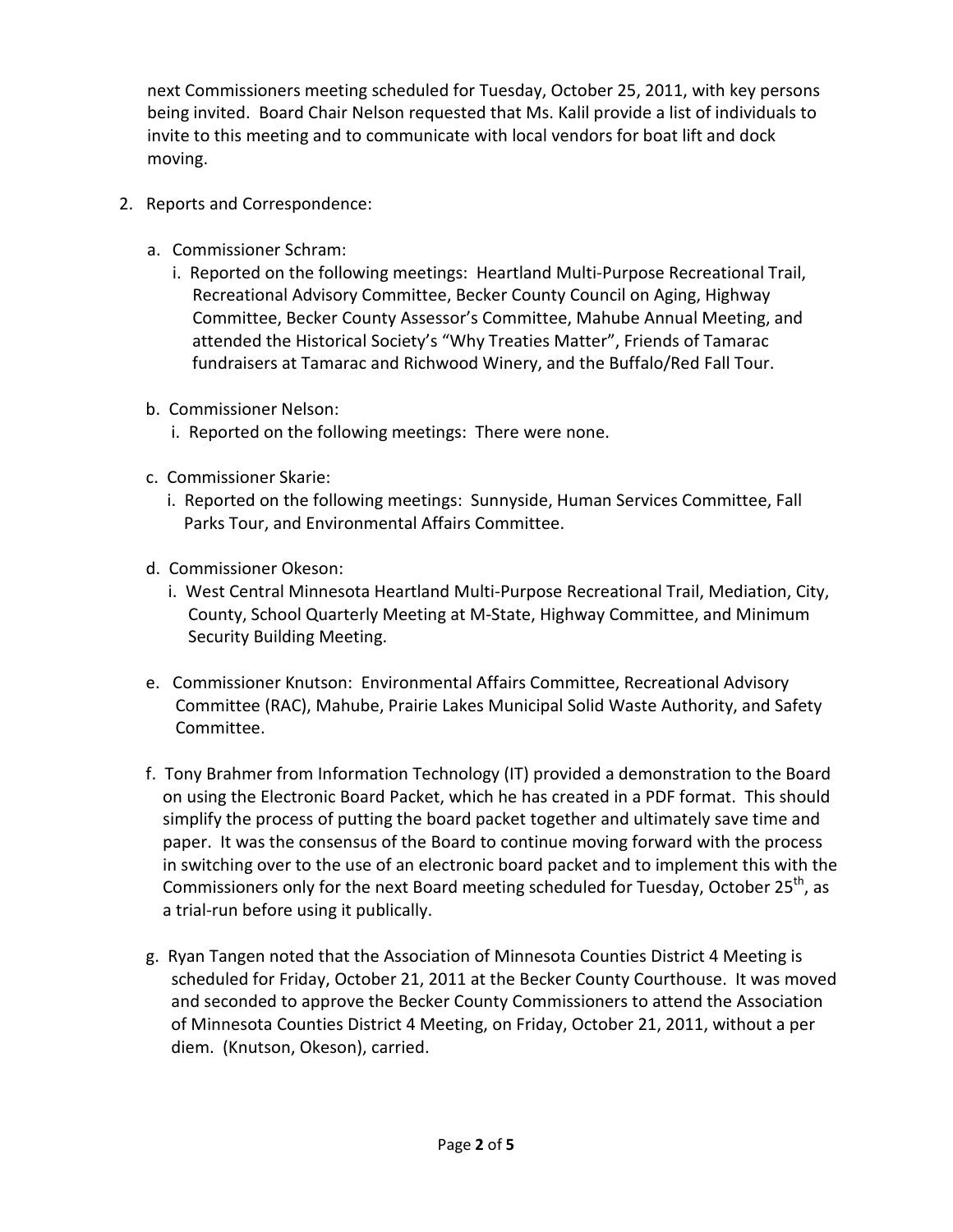next Commissioners meeting scheduled for Tuesday, October 25, 2011, with key persons being invited. Board Chair Nelson requested that Ms. Kalil provide a list of individuals to invite to this meeting and to communicate with local vendors for boat lift and dock moving.

2. Reports and Correspondence:

   a. Commissioner Schram:
      i. Reported on the following meetings: Heartland Multi-Purpose Recreational Trail, Recreational Advisory Committee, Becker County Council on Aging, Highway Committee, Becker County Assessor's Committee, Mahube Annual Meeting, and attended the Historical Society's "Why Treaties Matter", Friends of Tamarac fundraisers at Tamarac and Richwood Winery, and the Buffalo/Red Fall Tour.

   b. Commissioner Nelson:
      i. Reported on the following meetings: There were none.

   c. Commissioner Skarie:
      i. Reported on the following meetings: Sunnyside, Human Services Committee, Fall Parks Tour, and Environmental Affairs Committee.

   d. Commissioner Okeson:
      i. West Central Minnesota Heartland Multi-Purpose Recreational Trail, Mediation, City, County, School Quarterly Meeting at M-State, Highway Committee, and Minimum Security Building Meeting.

   e. Commissioner Knutson: Environmental Affairs Committee, Recreational Advisory Committee (RAC), Mahube, Prairie Lakes Municipal Solid Waste Authority, and Safety Committee.

   f. Tony Brahmer from Information Technology (IT) provided a demonstration to the Board on using the Electronic Board Packet, which he has created in a PDF format. This should simplify the process of putting the board packet together and ultimately save time and paper. It was the consensus of the Board to continue moving forward with the process in switching over to the use of an electronic board packet and to implement this with the Commissioners only for the next Board meeting scheduled for Tuesday, October 25th, as a trial-run before using it publically.

   g. Ryan Tangen noted that the Association of Minnesota Counties District 4 Meeting is scheduled for Friday, October 21, 2011 at the Becker County Courthouse. It was moved and seconded to approve the Becker County Commissioners to attend the Association of Minnesota Counties District 4 Meeting, on Friday, October 21, 2011, without a per diem. (Knutson, Okeson), carried.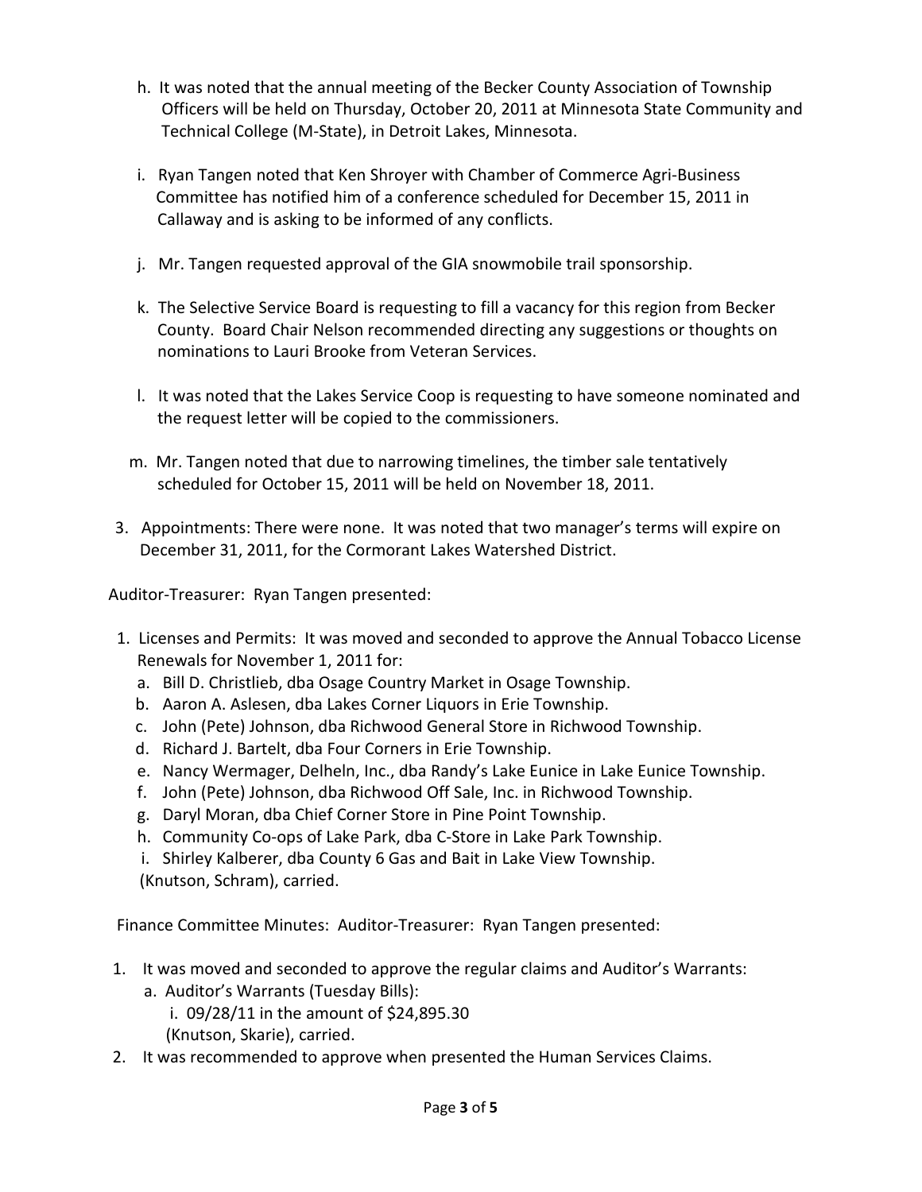h. It was noted that the annual meeting of the Becker County Association of Township Officers will be held on Thursday, October 20, 2011 at Minnesota State Community and Technical College (M-State), in Detroit Lakes, Minnesota.

i. Ryan Tangen noted that Ken Shroyer with Chamber of Commerce Agri-Business Committee has notified him of a conference scheduled for December 15, 2011 in Callaway and is asking to be informed of any conflicts.

j. Mr. Tangen requested approval of the GIA snowmobile trail sponsorship.

k. The Selective Service Board is requesting to fill a vacancy for this region from Becker County. Board Chair Nelson recommended directing any suggestions or thoughts on nominations to Lauri Brooke from Veteran Services.

l. It was noted that the Lakes Service Coop is requesting to have someone nominated and the request letter will be copied to the commissioners.

m. Mr. Tangen noted that due to narrowing timelines, the timber sale tentatively scheduled for October 15, 2011 will be held on November 18, 2011.

3. Appointments: There were none. It was noted that two manager's terms will expire on December 31, 2011, for the Cormorant Lakes Watershed District.

Auditor-Treasurer: Ryan Tangen presented:

1. Licenses and Permits: It was moved and seconded to approve the Annual Tobacco License Renewals for November 1, 2011 for:
   a. Bill D. Christlieb, dba Osage Country Market in Osage Township.
   b. Aaron A. Aslesen, dba Lakes Corner Liquors in Erie Township.
   c. John (Pete) Johnson, dba Richwood General Store in Richwood Township.
   d. Richard J. Bartelt, dba Four Corners in Erie Township.
   e. Nancy Wermager, Delheln, Inc., dba Randy's Lake Eunice in Lake Eunice Township.
   f. John (Pete) Johnson, dba Richwood Off Sale, Inc. in Richwood Township.
   g. Daryl Moran, dba Chief Corner Store in Pine Point Township.
   h. Community Co-ops of Lake Park, dba C-Store in Lake Park Township.
   i. Shirley Kalberer, dba County 6 Gas and Bait in Lake View Township.

   (Knutson, Schram), carried.

Finance Committee Minutes: Auditor-Treasurer: Ryan Tangen presented:

1. It was moved and seconded to approve the regular claims and Auditor's Warrants:
   a. Auditor's Warrants (Tuesday Bills):
      i. 09/28/11 in the amount of $24,895.30

   (Knutson, Skarie), carried.
2. It was recommended to approve when presented the Human Services Claims.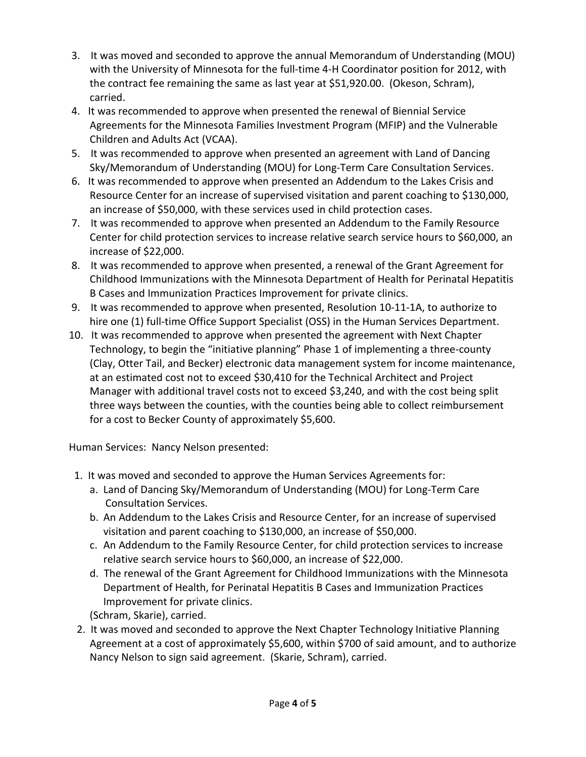3. It was moved and seconded to approve the annual Memorandum of Understanding (MOU) with the University of Minnesota for the full-time 4-H Coordinator position for 2012, with the contract fee remaining the same as last year at $51,920.00. (Okeson, Schram), carried.
4. It was recommended to approve when presented the renewal of Biennial Service Agreements for the Minnesota Families Investment Program (MFIP) and the Vulnerable Children and Adults Act (VCAA).
5. It was recommended to approve when presented an agreement with Land of Dancing Sky/Memorandum of Understanding (MOU) for Long-Term Care Consultation Services.
6. It was recommended to approve when presented an Addendum to the Lakes Crisis and Resource Center for an increase of supervised visitation and parent coaching to $130,000, an increase of $50,000, with these services used in child protection cases.
7. It was recommended to approve when presented an Addendum to the Family Resource Center for child protection services to increase relative search service hours to $60,000, an increase of $22,000.
8. It was recommended to approve when presented, a renewal of the Grant Agreement for Childhood Immunizations with the Minnesota Department of Health for Perinatal Hepatitis B Cases and Immunization Practices Improvement for private clinics.
9. It was recommended to approve when presented, Resolution 10-11-1A, to authorize to hire one (1) full-time Office Support Specialist (OSS) in the Human Services Department.
10. It was recommended to approve when presented the agreement with Next Chapter Technology, to begin the "initiative planning" Phase 1 of implementing a three-county (Clay, Otter Tail, and Becker) electronic data management system for income maintenance, at an estimated cost not to exceed $30,410 for the Technical Architect and Project Manager with additional travel costs not to exceed $3,240, and with the cost being split three ways between the counties, with the counties being able to collect reimbursement for a cost to Becker County of approximately $5,600.

Human Services: Nancy Nelson presented:

1. It was moved and seconded to approve the Human Services Agreements for:
   a. Land of Dancing Sky/Memorandum of Understanding (MOU) for Long-Term Care Consultation Services.
   b. An Addendum to the Lakes Crisis and Resource Center, for an increase of supervised visitation and parent coaching to $130,000, an increase of $50,000.
   c. An Addendum to the Family Resource Center, for child protection services to increase relative search service hours to $60,000, an increase of $22,000.
   d. The renewal of the Grant Agreement for Childhood Immunizations with the Minnesota Department of Health, for Perinatal Hepatitis B Cases and Immunization Practices Improvement for private clinics.

   (Schram, Skarie), carried.
2. It was moved and seconded to approve the Next Chapter Technology Initiative Planning Agreement at a cost of approximately $5,600, within $700 of said amount, and to authorize Nancy Nelson to sign said agreement. (Skarie, Schram), carried.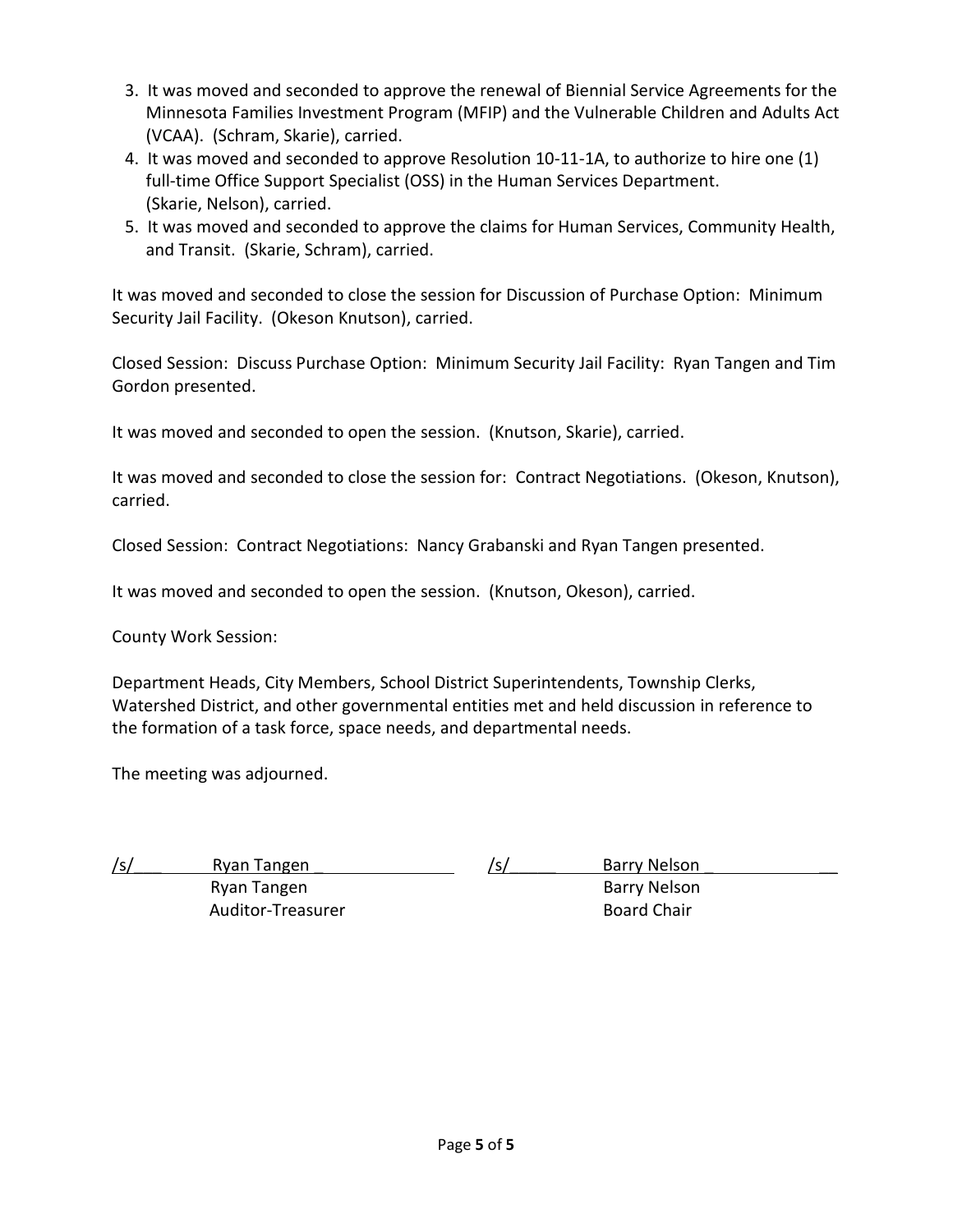3. It was moved and seconded to approve the renewal of Biennial Service Agreements for the Minnesota Families Investment Program (MFIP) and the Vulnerable Children and Adults Act (VCAA). (Schram, Skarie), carried.
4. It was moved and seconded to approve Resolution 10-11-1A, to authorize to hire one (1) full-time Office Support Specialist (OSS) in the Human Services Department. (Skarie, Nelson), carried.
5. It was moved and seconded to approve the claims for Human Services, Community Health, and Transit. (Skarie, Schram), carried.

It was moved and seconded to close the session for Discussion of Purchase Option: Minimum Security Jail Facility. (Okeson Knutson), carried.

Closed Session: Discuss Purchase Option: Minimum Security Jail Facility: Ryan Tangen and Tim Gordon presented.

It was moved and seconded to open the session. (Knutson, Skarie), carried.

It was moved and seconded to close the session for: Contract Negotiations. (Okeson, Knutson), carried.

Closed Session: Contract Negotiations: Nancy Grabanski and Ryan Tangen presented.

It was moved and seconded to open the session. (Knutson, Okeson), carried.

County Work Session:

Department Heads, City Members, School District Superintendents, Township Clerks, Watershed District, and other governmental entities met and held discussion in reference to the formation of a task force, space needs, and departmental needs.

The meeting was adjourned.

/s/___ Ryan Tangen ___

Ryan Tangen
Auditor-Treasurer

/s/___ Barry Nelson ___

Barry Nelson
Board Chair